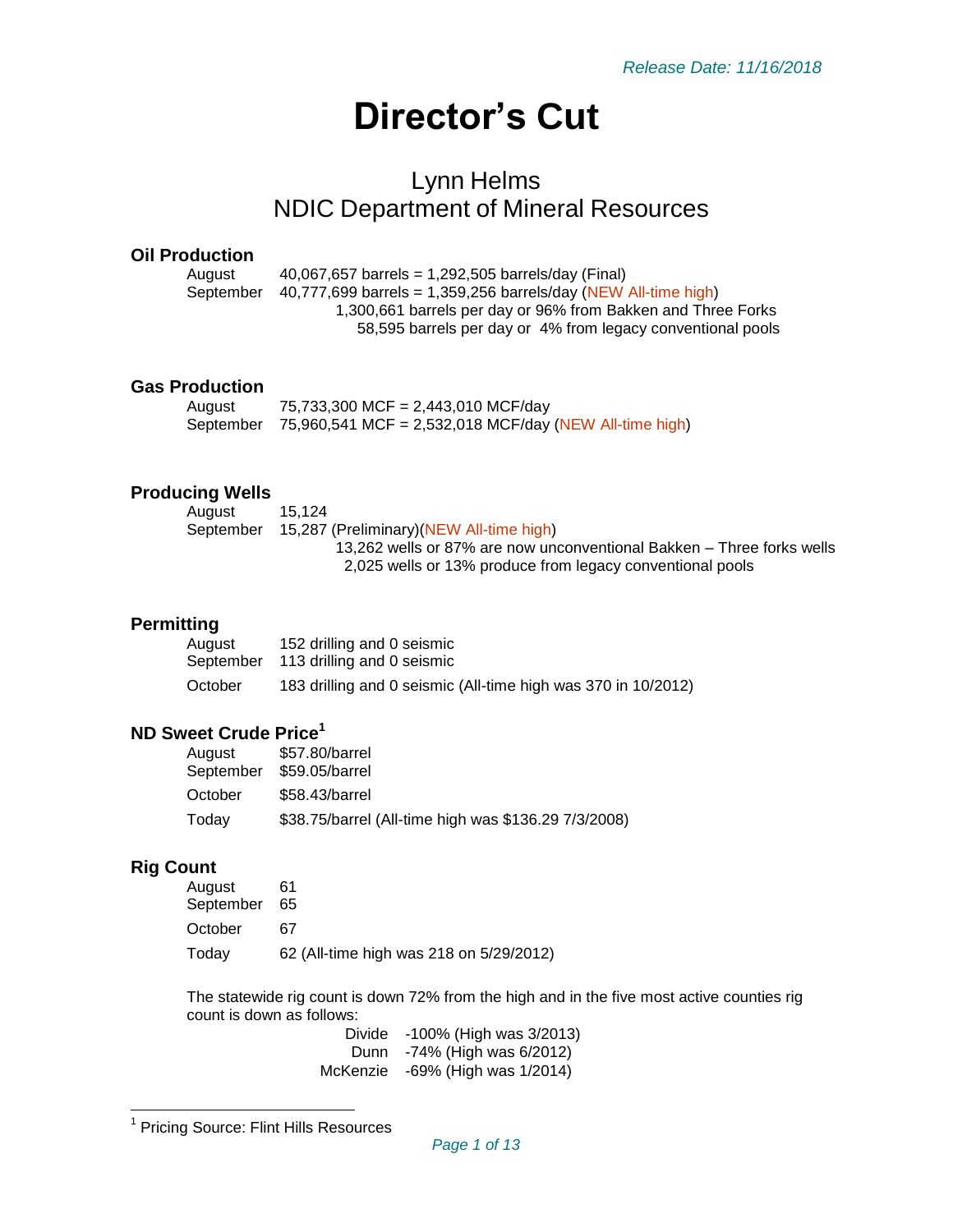*Release Date: 11/16/2018*

# Director's Cut

## Lynn Helms
## NDIC Department of Mineral Resources

### Oil Production

August 40,067,657 barrels = 1,292,505 barrels/day (Final)
September 40,777,699 barrels = 1,359,256 barrels/day (NEW All-time high)
1,300,661 barrels per day or 96% from Bakken and Three Forks
58,595 barrels per day or 4% from legacy conventional pools

### Gas Production

August 75,733,300 MCF = 2,443,010 MCF/day
September 75,960,541 MCF = 2,532,018 MCF/day (NEW All-time high)

### Producing Wells

August 15,124
September 15,287 (Preliminary)(NEW All-time high)
13,262 wells or 87% are now unconventional Bakken – Three forks wells
2,025 wells or 13% produce from legacy conventional pools

### Permitting

August 152 drilling and 0 seismic
September 113 drilling and 0 seismic
October 183 drilling and 0 seismic (All-time high was 370 in 10/2012)

### ND Sweet Crude Price[1]

August $57.80/barrel
September $59.05/barrel
October $58.43/barrel
Today $38.75/barrel (All-time high was $136.29 7/3/2008)

### Rig Count

August 61
September 65
October 67
Today 62 (All-time high was 218 on 5/29/2012)

The statewide rig count is down 72% from the high and in the five most active counties rig count is down as follows:

Divide -100% (High was 3/2013)
Dunn -74% (High was 6/2012)
McKenzie -69% (High was 1/2014)

[1] Pricing Source: Flint Hills Resources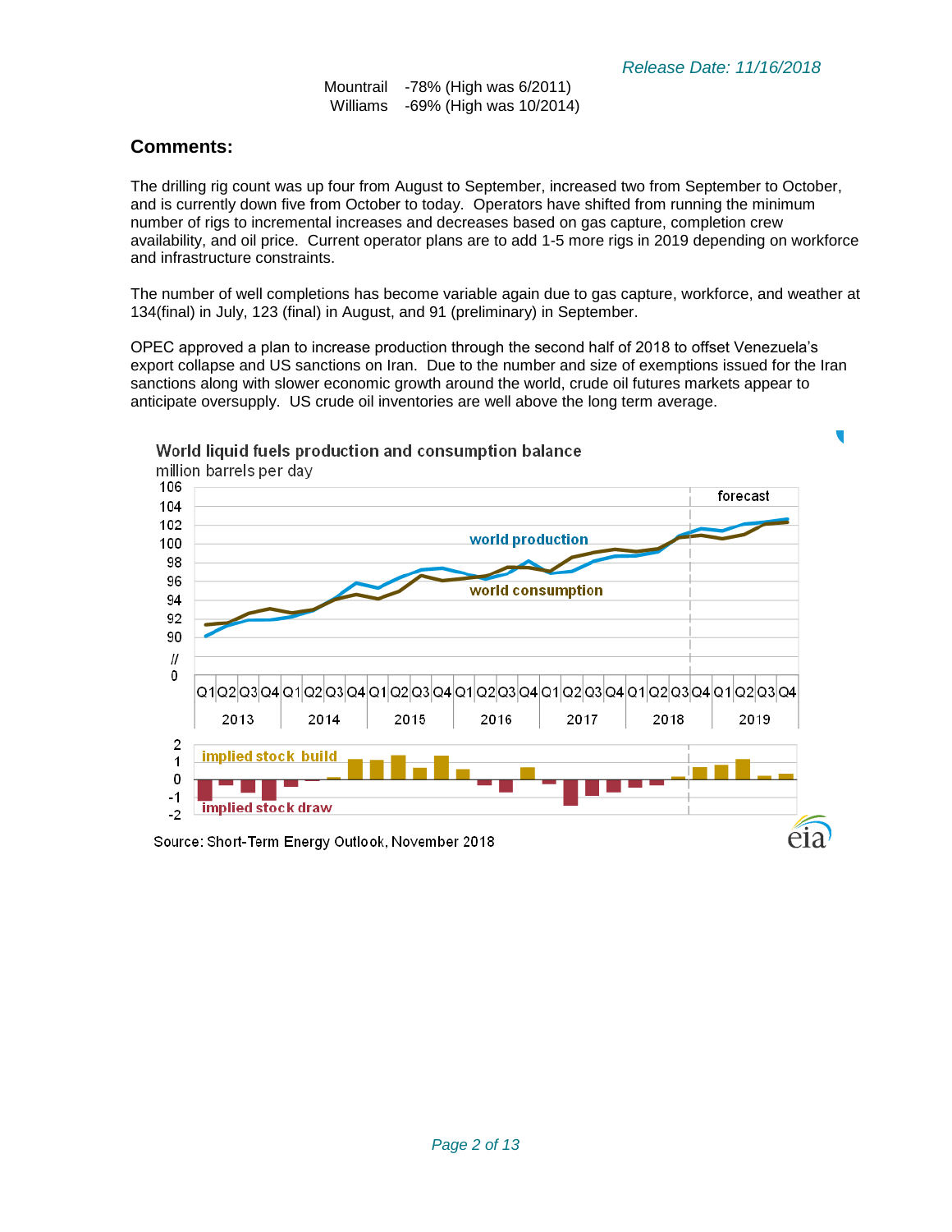Mountrail -78% (High was 6/2011)
Williams -69% (High was 10/2014)

## Comments:

The drilling rig count was up four from August to September, increased two from September to October, and is currently down five from October to today. Operators have shifted from running the minimum number of rigs to incremental increases and decreases based on gas capture, completion crew availability, and oil price. Current operator plans are to add 1-5 more rigs in 2019 depending on workforce and infrastructure constraints.

The number of well completions has become variable again due to gas capture, workforce, and weather at 134(final) in July, 123 (final) in August, and 91 (preliminary) in September.

OPEC approved a plan to increase production through the second half of 2018 to offset Venezuela's export collapse and US sanctions on Iran. Due to the number and size of exemptions issued for the Iran sanctions along with slower economic growth around the world, crude oil futures markets appear to anticipate oversupply. US crude oil inventories are well above the long term average.

World liquid fuels production and consumption balance
million barrels per day

Source: Short-Term Energy Outlook, November 2018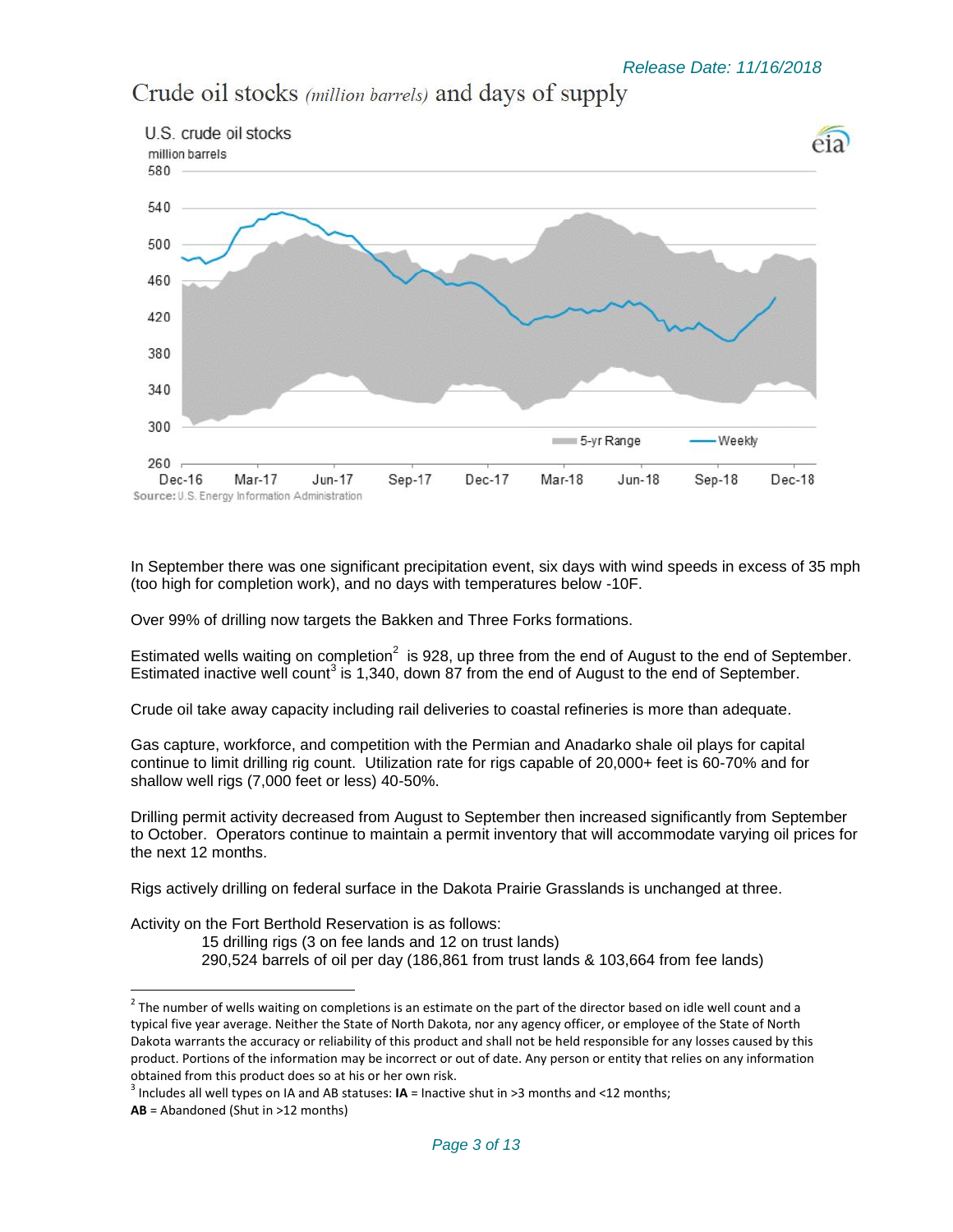Release Date: 11/16/2018

## Crude oil stocks *(million barrels)* and days of supply

In September there was one significant precipitation event, six days with wind speeds in excess of 35 mph (too high for completion work), and no days with temperatures below -10F.

Over 99% of drilling now targets the Bakken and Three Forks formations.

Estimated wells waiting on completion[2] is 928, up three from the end of August to the end of September. Estimated inactive well count[3] is 1,340, down 87 from the end of August to the end of September.

Crude oil take away capacity including rail deliveries to coastal refineries is more than adequate.

Gas capture, workforce, and competition with the Permian and Anadarko shale oil plays for capital continue to limit drilling rig count. Utilization rate for rigs capable of 20,000+ feet is 60-70% and for shallow well rigs (7,000 feet or less) 40-50%.

Drilling permit activity decreased from August to September then increased significantly from September to October. Operators continue to maintain a permit inventory that will accommodate varying oil prices for the next 12 months.

Rigs actively drilling on federal surface in the Dakota Prairie Grasslands is unchanged at three.

Activity on the Fort Berthold Reservation is as follows:

- 15 drilling rigs (3 on fee lands and 12 on trust lands)
- 290,524 barrels of oil per day (186,861 from trust lands & 103,664 from fee lands)

---

[2] The number of wells waiting on completions is an estimate on the part of the director based on idle well count and a typical five year average. Neither the State of North Dakota, nor any agency officer, or employee of the State of North Dakota warrants the accuracy or reliability of this product and shall not be held responsible for any losses caused by this product. Portions of the information may be incorrect or out of date. Any person or entity that relies on any information obtained from this product does so at his or her own risk.

[3] Includes all well types on IA and AB statuses: **IA** = Inactive shut in >3 months and <12 months; **AB** = Abandoned (Shut in >12 months)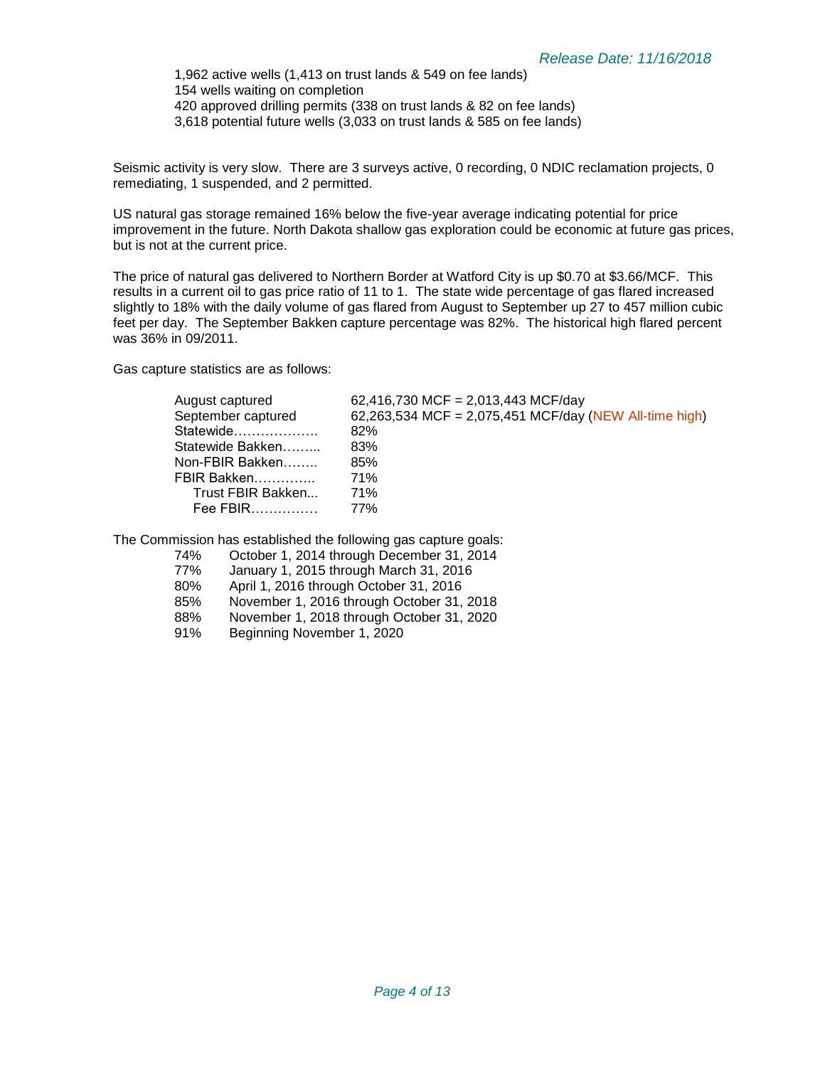1,962 active wells (1,413 on trust lands & 549 on fee lands)
154 wells waiting on completion
420 approved drilling permits (338 on trust lands & 82 on fee lands)
3,618 potential future wells (3,033 on trust lands & 585 on fee lands)

Seismic activity is very slow. There are 3 surveys active, 0 recording, 0 NDIC reclamation projects, 0 remediating, 1 suspended, and 2 permitted.

US natural gas storage remained 16% below the five-year average indicating potential for price improvement in the future. North Dakota shallow gas exploration could be economic at future gas prices, but is not at the current price.

The price of natural gas delivered to Northern Border at Watford City is up $0.70 at $3.66/MCF. This results in a current oil to gas price ratio of 11 to 1. The state wide percentage of gas flared increased slightly to 18% with the daily volume of gas flared from August to September up 27 to 457 million cubic feet per day. The September Bakken capture percentage was 82%. The historical high flared percent was 36% in 09/2011.

Gas capture statistics are as follows:

| | |
|---|---|
| August captured | 62,416,730 MCF = 2,013,443 MCF/day |
| September captured | 62,263,534 MCF = 2,075,451 MCF/day (NEW All-time high) |
| Statewide………………. | 82% |
| Statewide Bakken……... | 83% |
| Non-FBIR Bakken…….. | 85% |
| FBIR Bakken………….. | 71% |
| Trust FBIR Bakken... | 71% |
| Fee FBIR…………… | 77% |

The Commission has established the following gas capture goals:

| | |
|---|---|
| 74% | October 1, 2014 through December 31, 2014 |
| 77% | January 1, 2015 through March 31, 2016 |
| 80% | April 1, 2016 through October 31, 2016 |
| 85% | November 1, 2016 through October 31, 2018 |
| 88% | November 1, 2018 through October 31, 2020 |
| 91% | Beginning November 1, 2020 |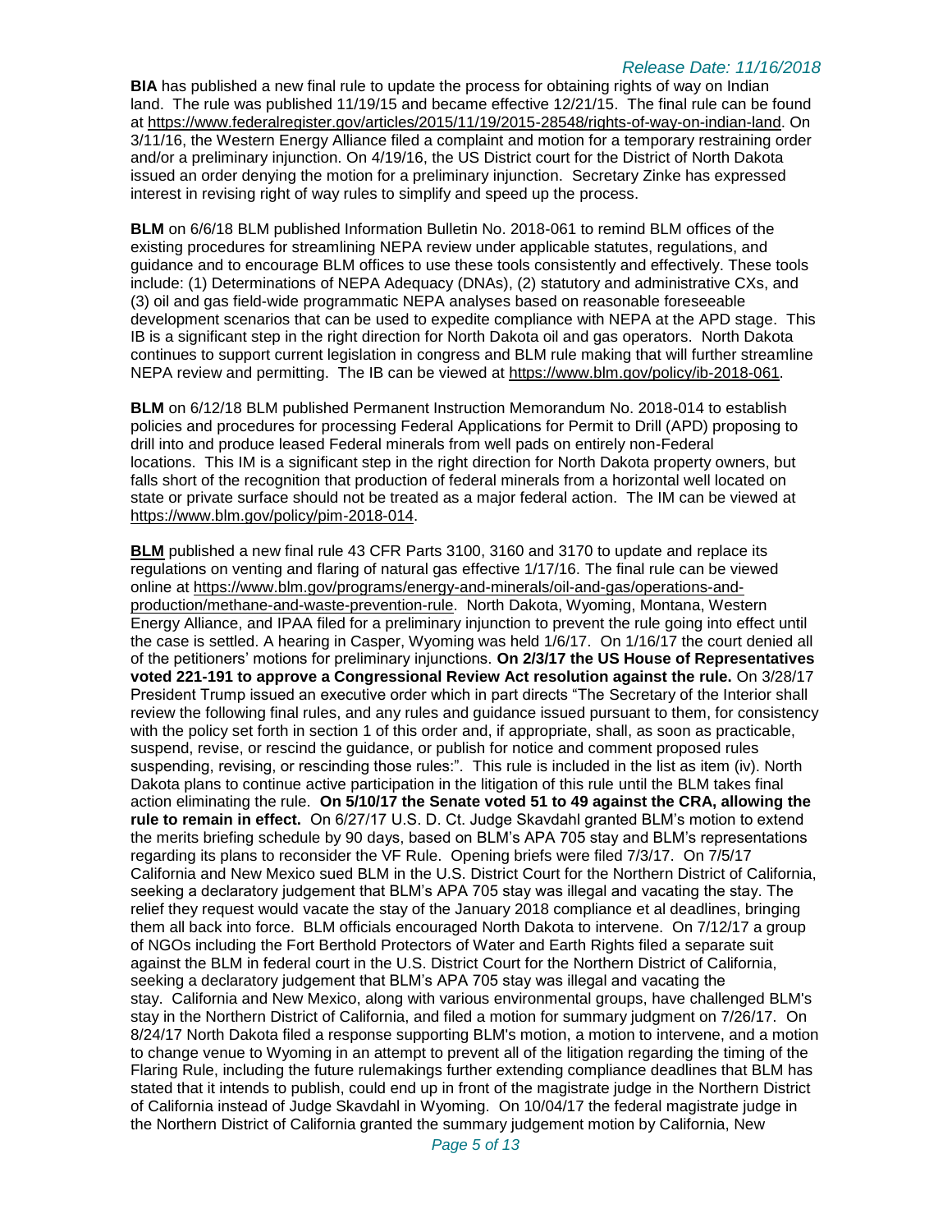**BIA** has published a new final rule to update the process for obtaining rights of way on Indian land. The rule was published 11/19/15 and became effective 12/21/15. The final rule can be found at https://www.federalregister.gov/articles/2015/11/19/2015-28548/rights-of-way-on-indian-land. On 3/11/16, the Western Energy Alliance filed a complaint and motion for a temporary restraining order and/or a preliminary injunction. On 4/19/16, the US District court for the District of North Dakota issued an order denying the motion for a preliminary injunction. Secretary Zinke has expressed interest in revising right of way rules to simplify and speed up the process.

**BLM** on 6/6/18 BLM published Information Bulletin No. 2018-061 to remind BLM offices of the existing procedures for streamlining NEPA review under applicable statutes, regulations, and guidance and to encourage BLM offices to use these tools consistently and effectively. These tools include: (1) Determinations of NEPA Adequacy (DNAs), (2) statutory and administrative CXs, and (3) oil and gas field-wide programmatic NEPA analyses based on reasonable foreseeable development scenarios that can be used to expedite compliance with NEPA at the APD stage. This IB is a significant step in the right direction for North Dakota oil and gas operators. North Dakota continues to support current legislation in congress and BLM rule making that will further streamline NEPA review and permitting. The IB can be viewed at https://www.blm.gov/policy/ib-2018-061.

**BLM** on 6/12/18 BLM published Permanent Instruction Memorandum No. 2018-014 to establish policies and procedures for processing Federal Applications for Permit to Drill (APD) proposing to drill into and produce leased Federal minerals from well pads on entirely non-Federal locations. This IM is a significant step in the right direction for North Dakota property owners, but falls short of the recognition that production of federal minerals from a horizontal well located on state or private surface should not be treated as a major federal action. The IM can be viewed at https://www.blm.gov/policy/pim-2018-014.

**BLM** published a new final rule 43 CFR Parts 3100, 3160 and 3170 to update and replace its regulations on venting and flaring of natural gas effective 1/17/16. The final rule can be viewed online at https://www.blm.gov/programs/energy-and-minerals/oil-and-gas/operations-and-production/methane-and-waste-prevention-rule. North Dakota, Wyoming, Montana, Western Energy Alliance, and IPAA filed for a preliminary injunction to prevent the rule going into effect until the case is settled. A hearing in Casper, Wyoming was held 1/6/17. On 1/16/17 the court denied all of the petitioners' motions for preliminary injunctions. **On 2/3/17 the US House of Representatives voted 221-191 to approve a Congressional Review Act resolution against the rule.** On 3/28/17 President Trump issued an executive order which in part directs "The Secretary of the Interior shall review the following final rules, and any rules and guidance issued pursuant to them, for consistency with the policy set forth in section 1 of this order and, if appropriate, shall, as soon as practicable, suspend, revise, or rescind the guidance, or publish for notice and comment proposed rules suspending, revising, or rescinding those rules:". This rule is included in the list as item (iv). North Dakota plans to continue active participation in the litigation of this rule until the BLM takes final action eliminating the rule. **On 5/10/17 the Senate voted 51 to 49 against the CRA, allowing the rule to remain in effect.** On 6/27/17 U.S. D. Ct. Judge Skavdahl granted BLM's motion to extend the merits briefing schedule by 90 days, based on BLM's APA 705 stay and BLM's representations regarding its plans to reconsider the VF Rule. Opening briefs were filed 7/3/17. On 7/5/17 California and New Mexico sued BLM in the U.S. District Court for the Northern District of California, seeking a declaratory judgement that BLM's APA 705 stay was illegal and vacating the stay. The relief they request would vacate the stay of the January 2018 compliance et al deadlines, bringing them all back into force. BLM officials encouraged North Dakota to intervene. On 7/12/17 a group of NGOs including the Fort Berthold Protectors of Water and Earth Rights filed a separate suit against the BLM in federal court in the U.S. District Court for the Northern District of California, seeking a declaratory judgement that BLM's APA 705 stay was illegal and vacating the stay. California and New Mexico, along with various environmental groups, have challenged BLM's stay in the Northern District of California, and filed a motion for summary judgment on 7/26/17. On 8/24/17 North Dakota filed a response supporting BLM's motion, a motion to intervene, and a motion to change venue to Wyoming in an attempt to prevent all of the litigation regarding the timing of the Flaring Rule, including the future rulemakings further extending compliance deadlines that BLM has stated that it intends to publish, could end up in front of the magistrate judge in the Northern District of California instead of Judge Skavdahl in Wyoming. On 10/04/17 the federal magistrate judge in the Northern District of California granted the summary judgement motion by California, New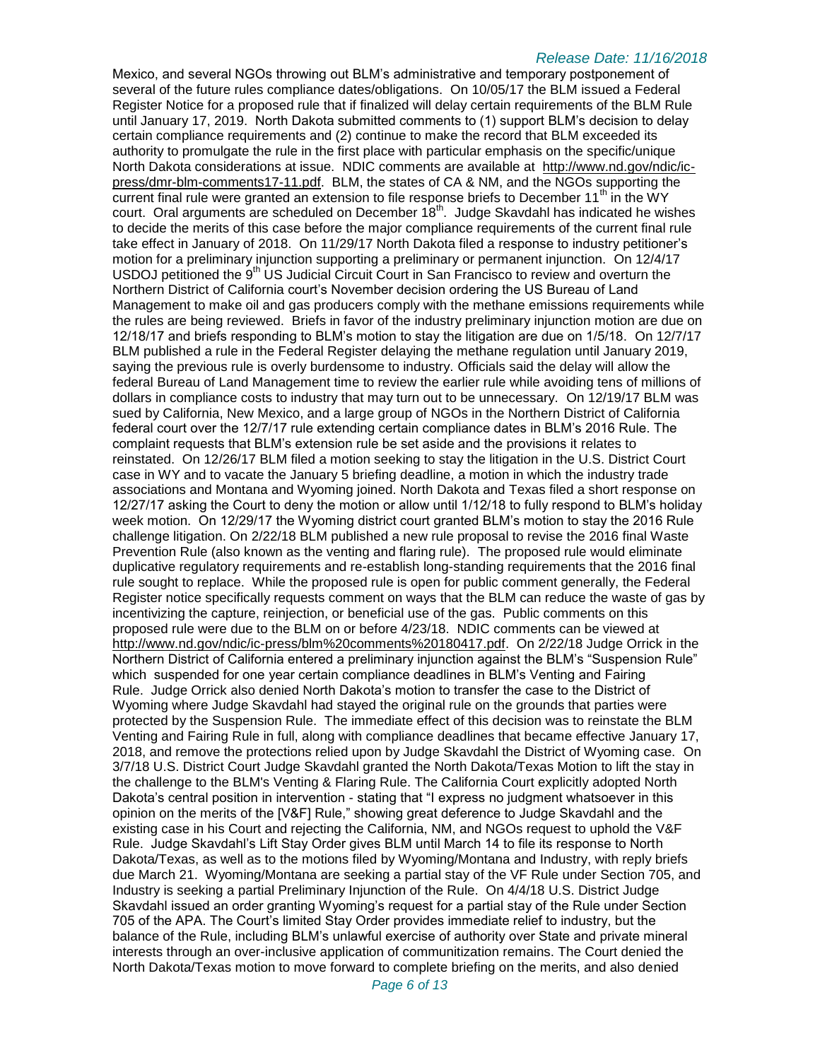Mexico, and several NGOs throwing out BLM's administrative and temporary postponement of several of the future rules compliance dates/obligations. On 10/05/17 the BLM issued a Federal Register Notice for a proposed rule that if finalized will delay certain requirements of the BLM Rule until January 17, 2019. North Dakota submitted comments to (1) support BLM's decision to delay certain compliance requirements and (2) continue to make the record that BLM exceeded its authority to promulgate the rule in the first place with particular emphasis on the specific/unique North Dakota considerations at issue. NDIC comments are available at http://www.nd.gov/ndic/ic-press/dmr-blm-comments17-11.pdf. BLM, the states of CA & NM, and the NGOs supporting the current final rule were granted an extension to file response briefs to December 11th in the WY court. Oral arguments are scheduled on December 18th. Judge Skavdahl has indicated he wishes to decide the merits of this case before the major compliance requirements of the current final rule take effect in January of 2018. On 11/29/17 North Dakota filed a response to industry petitioner's motion for a preliminary injunction supporting a preliminary or permanent injunction. On 12/4/17 USDOJ petitioned the 9th US Judicial Circuit Court in San Francisco to review and overturn the Northern District of California court's November decision ordering the US Bureau of Land Management to make oil and gas producers comply with the methane emissions requirements while the rules are being reviewed. Briefs in favor of the industry preliminary injunction motion are due on 12/18/17 and briefs responding to BLM's motion to stay the litigation are due on 1/5/18. On 12/7/17 BLM published a rule in the Federal Register delaying the methane regulation until January 2019, saying the previous rule is overly burdensome to industry. Officials said the delay will allow the federal Bureau of Land Management time to review the earlier rule while avoiding tens of millions of dollars in compliance costs to industry that may turn out to be unnecessary. On 12/19/17 BLM was sued by California, New Mexico, and a large group of NGOs in the Northern District of California federal court over the 12/7/17 rule extending certain compliance dates in BLM's 2016 Rule. The complaint requests that BLM's extension rule be set aside and the provisions it relates to reinstated. On 12/26/17 BLM filed a motion seeking to stay the litigation in the U.S. District Court case in WY and to vacate the January 5 briefing deadline, a motion in which the industry trade associations and Montana and Wyoming joined. North Dakota and Texas filed a short response on 12/27/17 asking the Court to deny the motion or allow until 1/12/18 to fully respond to BLM's holiday week motion. On 12/29/17 the Wyoming district court granted BLM's motion to stay the 2016 Rule challenge litigation. On 2/22/18 BLM published a new rule proposal to revise the 2016 final Waste Prevention Rule (also known as the venting and flaring rule). The proposed rule would eliminate duplicative regulatory requirements and re-establish long-standing requirements that the 2016 final rule sought to replace. While the proposed rule is open for public comment generally, the Federal Register notice specifically requests comment on ways that the BLM can reduce the waste of gas by incentivizing the capture, reinjection, or beneficial use of the gas. Public comments on this proposed rule were due to the BLM on or before 4/23/18. NDIC comments can be viewed at http://www.nd.gov/ndic/ic-press/blm%20comments%20180417.pdf. On 2/22/18 Judge Orrick in the Northern District of California entered a preliminary injunction against the BLM's "Suspension Rule" which suspended for one year certain compliance deadlines in BLM's Venting and Fairing Rule. Judge Orrick also denied North Dakota's motion to transfer the case to the District of Wyoming where Judge Skavdahl had stayed the original rule on the grounds that parties were protected by the Suspension Rule. The immediate effect of this decision was to reinstate the BLM Venting and Fairing Rule in full, along with compliance deadlines that became effective January 17, 2018, and remove the protections relied upon by Judge Skavdahl the District of Wyoming case. On 3/7/18 U.S. District Court Judge Skavdahl granted the North Dakota/Texas Motion to lift the stay in the challenge to the BLM's Venting & Flaring Rule. The California Court explicitly adopted North Dakota's central position in intervention - stating that "I express no judgment whatsoever in this opinion on the merits of the [V&F] Rule," showing great deference to Judge Skavdahl and the existing case in his Court and rejecting the California, NM, and NGOs request to uphold the V&F Rule. Judge Skavdahl's Lift Stay Order gives BLM until March 14 to file its response to North Dakota/Texas, as well as to the motions filed by Wyoming/Montana and Industry, with reply briefs due March 21. Wyoming/Montana are seeking a partial stay of the VF Rule under Section 705, and Industry is seeking a partial Preliminary Injunction of the Rule. On 4/4/18 U.S. District Judge Skavdahl issued an order granting Wyoming's request for a partial stay of the Rule under Section 705 of the APA. The Court's limited Stay Order provides immediate relief to industry, but the balance of the Rule, including BLM's unlawful exercise of authority over State and private mineral interests through an over-inclusive application of communitization remains. The Court denied the North Dakota/Texas motion to move forward to complete briefing on the merits, and also denied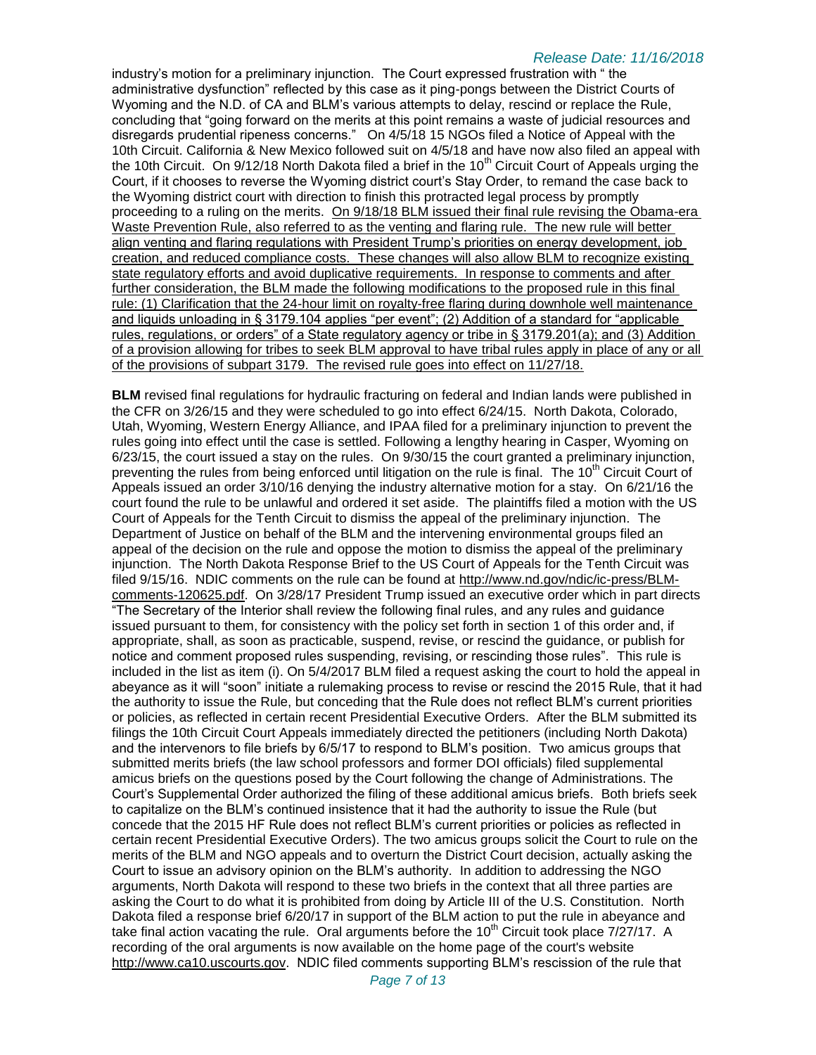industry's motion for a preliminary injunction. The Court expressed frustration with " the administrative dysfunction" reflected by this case as it ping-pongs between the District Courts of Wyoming and the N.D. of CA and BLM's various attempts to delay, rescind or replace the Rule, concluding that "going forward on the merits at this point remains a waste of judicial resources and disregards prudential ripeness concerns." On 4/5/18 15 NGOs filed a Notice of Appeal with the 10th Circuit. California & New Mexico followed suit on 4/5/18 and have now also filed an appeal with the 10th Circuit. On 9/12/18 North Dakota filed a brief in the 10th Circuit Court of Appeals urging the Court, if it chooses to reverse the Wyoming district court's Stay Order, to remand the case back to the Wyoming district court with direction to finish this protracted legal process by promptly proceeding to a ruling on the merits. <u>On 9/18/18 BLM issued their final rule revising the Obama-era Waste Prevention Rule, also referred to as the venting and flaring rule. The new rule will better align venting and flaring regulations with President Trump's priorities on energy development, job creation, and reduced compliance costs. These changes will also allow BLM to recognize existing state regulatory efforts and avoid duplicative requirements. In response to comments and after further consideration, the BLM made the following modifications to the proposed rule in this final rule: (1) Clarification that the 24-hour limit on royalty-free flaring during downhole well maintenance and liquids unloading in § 3179.104 applies "per event"; (2) Addition of a standard for "applicable rules, regulations, or orders" of a State regulatory agency or tribe in § 3179.201(a); and (3) Addition of a provision allowing for tribes to seek BLM approval to have tribal rules apply in place of any or all of the provisions of subpart 3179. The revised rule goes into effect on 11/27/18.</u>

**BLM** revised final regulations for hydraulic fracturing on federal and Indian lands were published in the CFR on 3/26/15 and they were scheduled to go into effect 6/24/15. North Dakota, Colorado, Utah, Wyoming, Western Energy Alliance, and IPAA filed for a preliminary injunction to prevent the rules going into effect until the case is settled. Following a lengthy hearing in Casper, Wyoming on 6/23/15, the court issued a stay on the rules. On 9/30/15 the court granted a preliminary injunction, preventing the rules from being enforced until litigation on the rule is final. The 10th Circuit Court of Appeals issued an order 3/10/16 denying the industry alternative motion for a stay. On 6/21/16 the court found the rule to be unlawful and ordered it set aside. The plaintiffs filed a motion with the US Court of Appeals for the Tenth Circuit to dismiss the appeal of the preliminary injunction. The Department of Justice on behalf of the BLM and the intervening environmental groups filed an appeal of the decision on the rule and oppose the motion to dismiss the appeal of the preliminary injunction. The North Dakota Response Brief to the US Court of Appeals for the Tenth Circuit was filed 9/15/16. NDIC comments on the rule can be found at http://www.nd.gov/ndic/ic-press/BLM-comments-120625.pdf. On 3/28/17 President Trump issued an executive order which in part directs "The Secretary of the Interior shall review the following final rules, and any rules and guidance issued pursuant to them, for consistency with the policy set forth in section 1 of this order and, if appropriate, shall, as soon as practicable, suspend, revise, or rescind the guidance, or publish for notice and comment proposed rules suspending, revising, or rescinding those rules". This rule is included in the list as item (i). On 5/4/2017 BLM filed a request asking the court to hold the appeal in abeyance as it will "soon" initiate a rulemaking process to revise or rescind the 2015 Rule, that it had the authority to issue the Rule, but conceding that the Rule does not reflect BLM's current priorities or policies, as reflected in certain recent Presidential Executive Orders. After the BLM submitted its filings the 10th Circuit Court Appeals immediately directed the petitioners (including North Dakota) and the intervenors to file briefs by 6/5/17 to respond to BLM's position. Two amicus groups that submitted merits briefs (the law school professors and former DOI officials) filed supplemental amicus briefs on the questions posed by the Court following the change of Administrations. The Court's Supplemental Order authorized the filing of these additional amicus briefs. Both briefs seek to capitalize on the BLM's continued insistence that it had the authority to issue the Rule (but concede that the 2015 HF Rule does not reflect BLM's current priorities or policies as reflected in certain recent Presidential Executive Orders). The two amicus groups solicit the Court to rule on the merits of the BLM and NGO appeals and to overturn the District Court decision, actually asking the Court to issue an advisory opinion on the BLM's authority. In addition to addressing the NGO arguments, North Dakota will respond to these two briefs in the context that all three parties are asking the Court to do what it is prohibited from doing by Article III of the U.S. Constitution. North Dakota filed a response brief 6/20/17 in support of the BLM action to put the rule in abeyance and take final action vacating the rule. Oral arguments before the 10th Circuit took place 7/27/17. A recording of the oral arguments is now available on the home page of the court's website http://www.ca10.uscourts.gov. NDIC filed comments supporting BLM's rescission of the rule that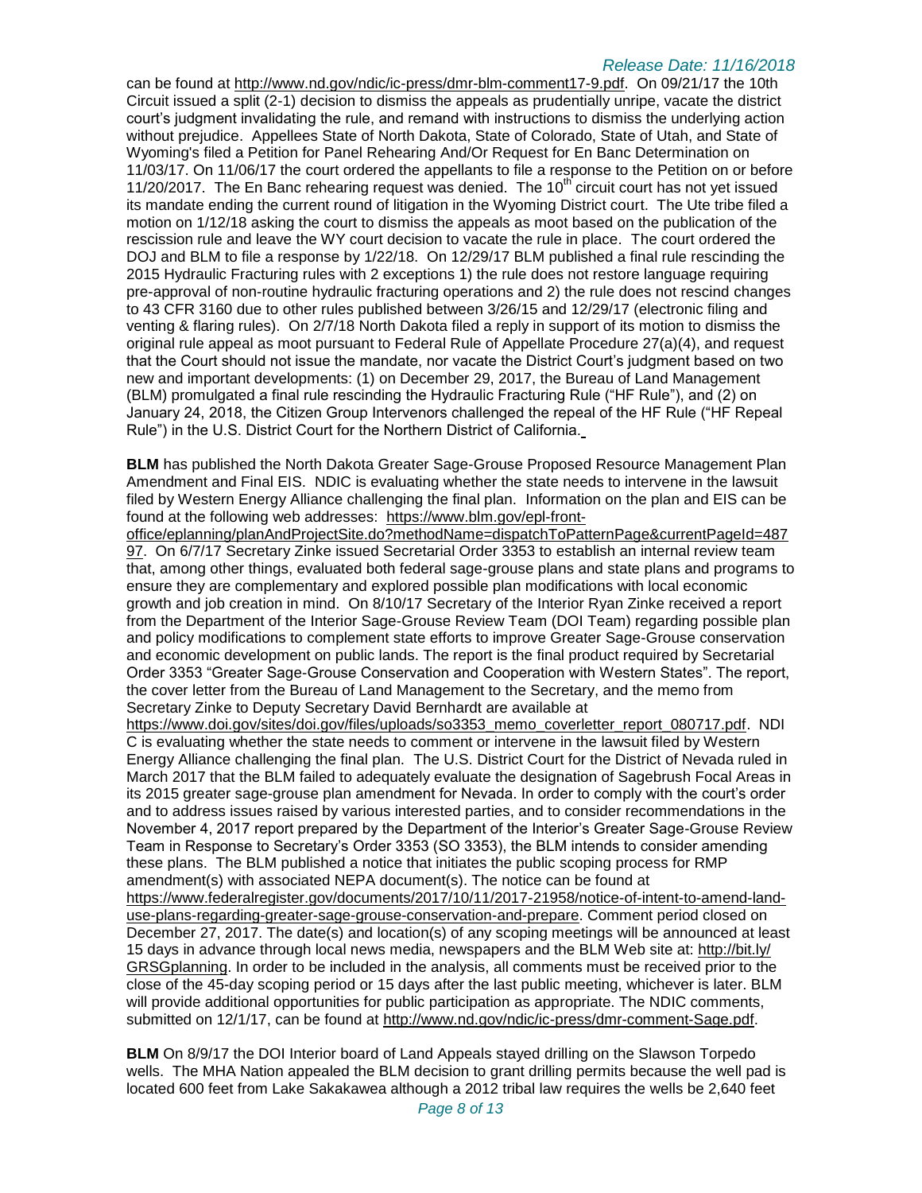can be found at http://www.nd.gov/ndic/ic-press/dmr-blm-comment17-9.pdf. On 09/21/17 the 10th Circuit issued a split (2-1) decision to dismiss the appeals as prudentially unripe, vacate the district court's judgment invalidating the rule, and remand with instructions to dismiss the underlying action without prejudice. Appellees State of North Dakota, State of Colorado, State of Utah, and State of Wyoming's filed a Petition for Panel Rehearing And/Or Request for En Banc Determination on 11/03/17. On 11/06/17 the court ordered the appellants to file a response to the Petition on or before 11/20/2017. The En Banc rehearing request was denied. The 10th circuit court has not yet issued its mandate ending the current round of litigation in the Wyoming District court. The Ute tribe filed a motion on 1/12/18 asking the court to dismiss the appeals as moot based on the publication of the rescission rule and leave the WY court decision to vacate the rule in place. The court ordered the DOJ and BLM to file a response by 1/22/18. On 12/29/17 BLM published a final rule rescinding the 2015 Hydraulic Fracturing rules with 2 exceptions 1) the rule does not restore language requiring pre-approval of non-routine hydraulic fracturing operations and 2) the rule does not rescind changes to 43 CFR 3160 due to other rules published between 3/26/15 and 12/29/17 (electronic filing and venting & flaring rules). On 2/7/18 North Dakota filed a reply in support of its motion to dismiss the original rule appeal as moot pursuant to Federal Rule of Appellate Procedure 27(a)(4), and request that the Court should not issue the mandate, nor vacate the District Court's judgment based on two new and important developments: (1) on December 29, 2017, the Bureau of Land Management (BLM) promulgated a final rule rescinding the Hydraulic Fracturing Rule ("HF Rule"), and (2) on January 24, 2018, the Citizen Group Intervenors challenged the repeal of the HF Rule ("HF Repeal Rule") in the U.S. District Court for the Northern District of California.

**BLM** has published the North Dakota Greater Sage-Grouse Proposed Resource Management Plan Amendment and Final EIS. NDIC is evaluating whether the state needs to intervene in the lawsuit filed by Western Energy Alliance challenging the final plan. Information on the plan and EIS can be found at the following web addresses: https://www.blm.gov/epl-front-office/eplanning/planAndProjectSite.do?methodName=dispatchToPatternPage&currentPageId=48797. On 6/7/17 Secretary Zinke issued Secretarial Order 3353 to establish an internal review team that, among other things, evaluated both federal sage-grouse plans and state plans and programs to ensure they are complementary and explored possible plan modifications with local economic growth and job creation in mind. On 8/10/17 Secretary of the Interior Ryan Zinke received a report from the Department of the Interior Sage-Grouse Review Team (DOI Team) regarding possible plan and policy modifications to complement state efforts to improve Greater Sage-Grouse conservation and economic development on public lands. The report is the final product required by Secretarial Order 3353 "Greater Sage-Grouse Conservation and Cooperation with Western States". The report, the cover letter from the Bureau of Land Management to the Secretary, and the memo from Secretary Zinke to Deputy Secretary David Bernhardt are available at https://www.doi.gov/sites/doi.gov/files/uploads/so3353_memo_coverletter_report_080717.pdf. NDIC is evaluating whether the state needs to comment or intervene in the lawsuit filed by Western Energy Alliance challenging the final plan. The U.S. District Court for the District of Nevada ruled in March 2017 that the BLM failed to adequately evaluate the designation of Sagebrush Focal Areas in its 2015 greater sage-grouse plan amendment for Nevada. In order to comply with the court's order and to address issues raised by various interested parties, and to consider recommendations in the November 4, 2017 report prepared by the Department of the Interior's Greater Sage-Grouse Review Team in Response to Secretary's Order 3353 (SO 3353), the BLM intends to consider amending these plans. The BLM published a notice that initiates the public scoping process for RMP amendment(s) with associated NEPA document(s). The notice can be found at https://www.federalregister.gov/documents/2017/10/11/2017-21958/notice-of-intent-to-amend-land-use-plans-regarding-greater-sage-grouse-conservation-and-prepare. Comment period closed on December 27, 2017. The date(s) and location(s) of any scoping meetings will be announced at least 15 days in advance through local news media, newspapers and the BLM Web site at: http://bit.ly/GRSGplanning. In order to be included in the analysis, all comments must be received prior to the close of the 45-day scoping period or 15 days after the last public meeting, whichever is later. BLM will provide additional opportunities for public participation as appropriate. The NDIC comments, submitted on 12/1/17, can be found at http://www.nd.gov/ndic/ic-press/dmr-comment-Sage.pdf.

**BLM** On 8/9/17 the DOI Interior board of Land Appeals stayed drilling on the Slawson Torpedo wells. The MHA Nation appealed the BLM decision to grant drilling permits because the well pad is located 600 feet from Lake Sakakawea although a 2012 tribal law requires the wells be 2,640 feet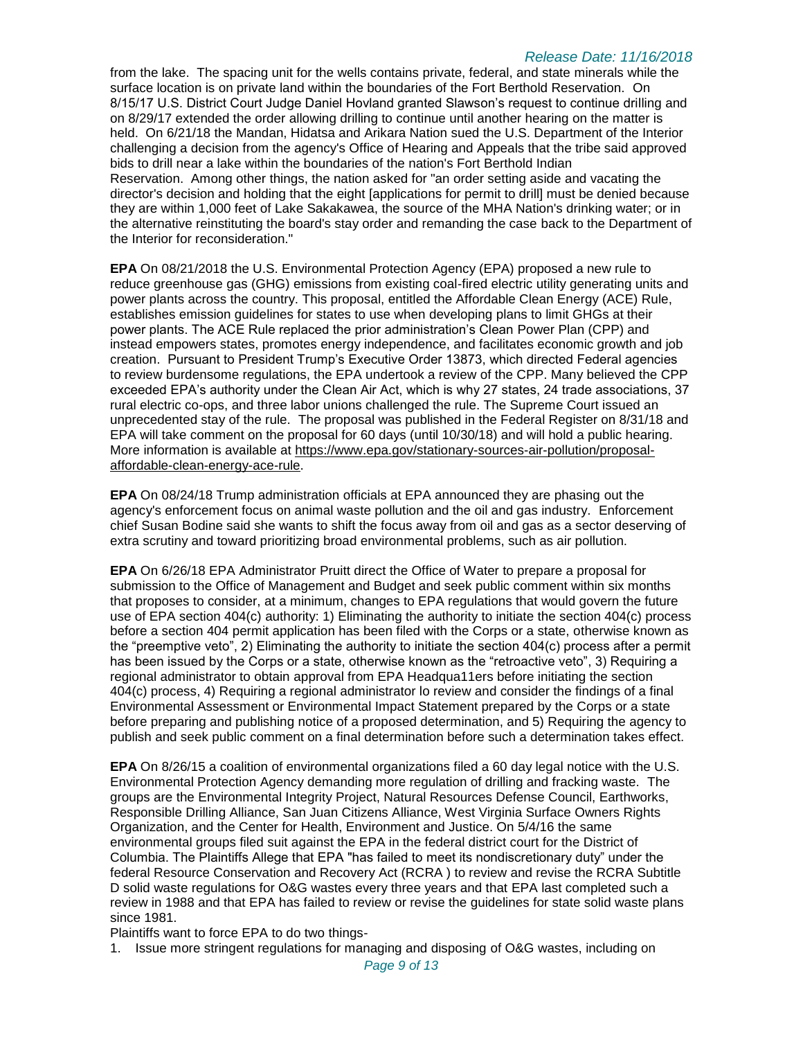from the lake. The spacing unit for the wells contains private, federal, and state minerals while the surface location is on private land within the boundaries of the Fort Berthold Reservation. On 8/15/17 U.S. District Court Judge Daniel Hovland granted Slawson's request to continue drilling and on 8/29/17 extended the order allowing drilling to continue until another hearing on the matter is held. On 6/21/18 the Mandan, Hidatsa and Arikara Nation sued the U.S. Department of the Interior challenging a decision from the agency's Office of Hearing and Appeals that the tribe said approved bids to drill near a lake within the boundaries of the nation's Fort Berthold Indian Reservation. Among other things, the nation asked for "an order setting aside and vacating the director's decision and holding that the eight [applications for permit to drill] must be denied because they are within 1,000 feet of Lake Sakakawea, the source of the MHA Nation's drinking water; or in the alternative reinstituting the board's stay order and remanding the case back to the Department of the Interior for reconsideration."

**EPA** On 08/21/2018 the U.S. Environmental Protection Agency (EPA) proposed a new rule to reduce greenhouse gas (GHG) emissions from existing coal-fired electric utility generating units and power plants across the country. This proposal, entitled the Affordable Clean Energy (ACE) Rule, establishes emission guidelines for states to use when developing plans to limit GHGs at their power plants. The ACE Rule replaced the prior administration's Clean Power Plan (CPP) and instead empowers states, promotes energy independence, and facilitates economic growth and job creation. Pursuant to President Trump's Executive Order 13873, which directed Federal agencies to review burdensome regulations, the EPA undertook a review of the CPP. Many believed the CPP exceeded EPA's authority under the Clean Air Act, which is why 27 states, 24 trade associations, 37 rural electric co-ops, and three labor unions challenged the rule. The Supreme Court issued an unprecedented stay of the rule. The proposal was published in the Federal Register on 8/31/18 and EPA will take comment on the proposal for 60 days (until 10/30/18) and will hold a public hearing. More information is available at https://www.epa.gov/stationary-sources-air-pollution/proposal-affordable-clean-energy-ace-rule.

**EPA** On 08/24/18 Trump administration officials at EPA announced they are phasing out the agency's enforcement focus on animal waste pollution and the oil and gas industry. Enforcement chief Susan Bodine said she wants to shift the focus away from oil and gas as a sector deserving of extra scrutiny and toward prioritizing broad environmental problems, such as air pollution.

**EPA** On 6/26/18 EPA Administrator Pruitt direct the Office of Water to prepare a proposal for submission to the Office of Management and Budget and seek public comment within six months that proposes to consider, at a minimum, changes to EPA regulations that would govern the future use of EPA section 404(c) authority: 1) Eliminating the authority to initiate the section 404(c) process before a section 404 permit application has been filed with the Corps or a state, otherwise known as the "preemptive veto", 2) Eliminating the authority to initiate the section 404(c) process after a permit has been issued by the Corps or a state, otherwise known as the "retroactive veto", 3) Requiring a regional administrator to obtain approval from EPA Headqua11ers before initiating the section 404(c) process, 4) Requiring a regional administrator lo review and consider the findings of a final Environmental Assessment or Environmental Impact Statement prepared by the Corps or a state before preparing and publishing notice of a proposed determination, and 5) Requiring the agency to publish and seek public comment on a final determination before such a determination takes effect.

**EPA** On 8/26/15 a coalition of environmental organizations filed a 60 day legal notice with the U.S. Environmental Protection Agency demanding more regulation of drilling and fracking waste. The groups are the Environmental Integrity Project, Natural Resources Defense Council, Earthworks, Responsible Drilling Alliance, San Juan Citizens Alliance, West Virginia Surface Owners Rights Organization, and the Center for Health, Environment and Justice. On 5/4/16 the same environmental groups filed suit against the EPA in the federal district court for the District of Columbia. The Plaintiffs Allege that EPA "has failed to meet its nondiscretionary duty" under the federal Resource Conservation and Recovery Act (RCRA ) to review and revise the RCRA Subtitle D solid waste regulations for O&G wastes every three years and that EPA last completed such a review in 1988 and that EPA has failed to review or revise the guidelines for state solid waste plans since 1981.

Plaintiffs want to force EPA to do two things-

1. Issue more stringent regulations for managing and disposing of O&G wastes, including on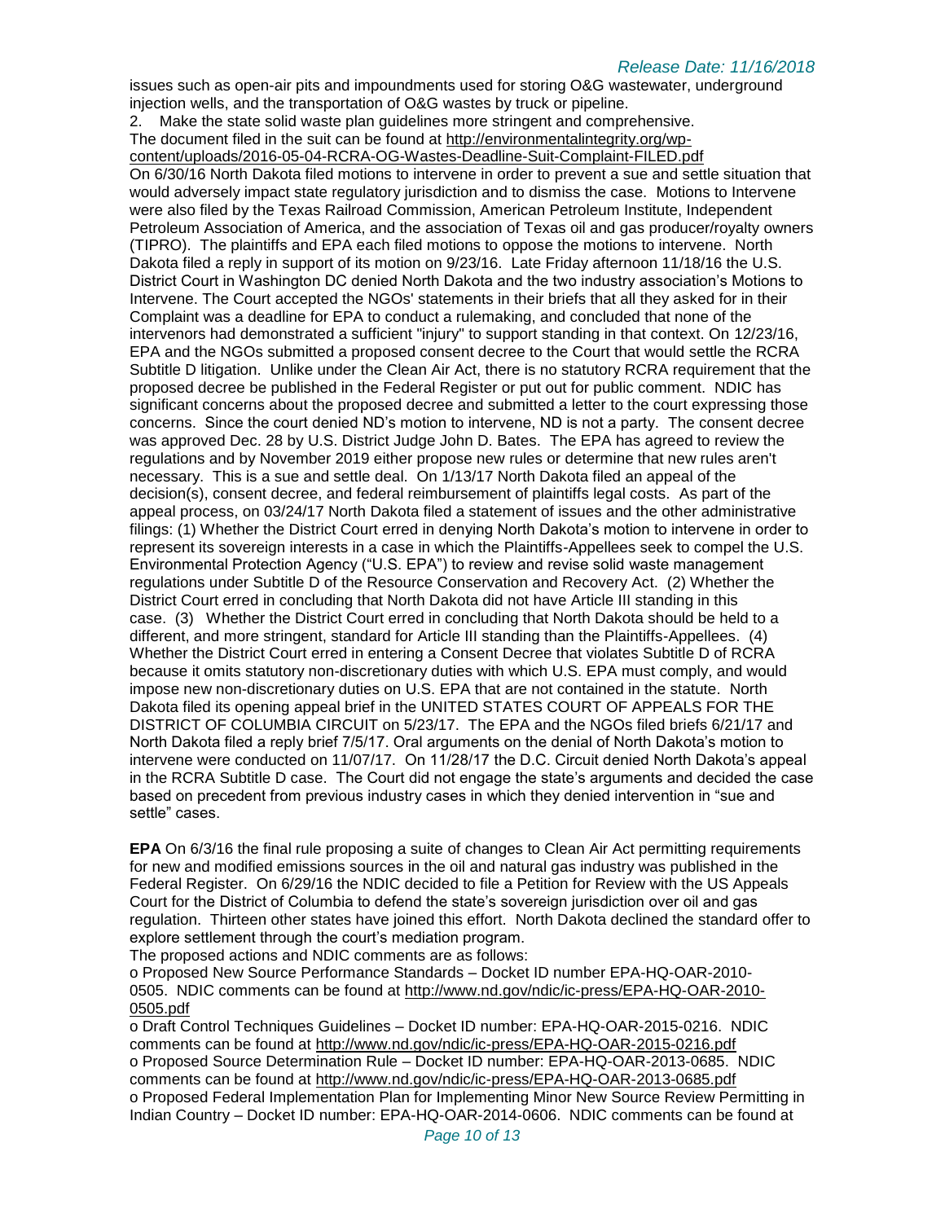issues such as open-air pits and impoundments used for storing O&G wastewater, underground injection wells, and the transportation of O&G wastes by truck or pipeline.

2. Make the state solid waste plan guidelines more stringent and comprehensive.

The document filed in the suit can be found at http://environmentalintegrity.org/wp-content/uploads/2016-05-04-RCRA-OG-Wastes-Deadline-Suit-Complaint-FILED.pdf

On 6/30/16 North Dakota filed motions to intervene in order to prevent a sue and settle situation that would adversely impact state regulatory jurisdiction and to dismiss the case. Motions to Intervene were also filed by the Texas Railroad Commission, American Petroleum Institute, Independent Petroleum Association of America, and the association of Texas oil and gas producer/royalty owners (TIPRO). The plaintiffs and EPA each filed motions to oppose the motions to intervene. North Dakota filed a reply in support of its motion on 9/23/16. Late Friday afternoon 11/18/16 the U.S. District Court in Washington DC denied North Dakota and the two industry association's Motions to Intervene. The Court accepted the NGOs' statements in their briefs that all they asked for in their Complaint was a deadline for EPA to conduct a rulemaking, and concluded that none of the intervenors had demonstrated a sufficient "injury" to support standing in that context. On 12/23/16, EPA and the NGOs submitted a proposed consent decree to the Court that would settle the RCRA Subtitle D litigation. Unlike under the Clean Air Act, there is no statutory RCRA requirement that the proposed decree be published in the Federal Register or put out for public comment. NDIC has significant concerns about the proposed decree and submitted a letter to the court expressing those concerns. Since the court denied ND's motion to intervene, ND is not a party. The consent decree was approved Dec. 28 by U.S. District Judge John D. Bates. The EPA has agreed to review the regulations and by November 2019 either propose new rules or determine that new rules aren't necessary. This is a sue and settle deal. On 1/13/17 North Dakota filed an appeal of the decision(s), consent decree, and federal reimbursement of plaintiffs legal costs. As part of the appeal process, on 03/24/17 North Dakota filed a statement of issues and the other administrative filings: (1) Whether the District Court erred in denying North Dakota's motion to intervene in order to represent its sovereign interests in a case in which the Plaintiffs-Appellees seek to compel the U.S. Environmental Protection Agency ("U.S. EPA") to review and revise solid waste management regulations under Subtitle D of the Resource Conservation and Recovery Act. (2) Whether the District Court erred in concluding that North Dakota did not have Article III standing in this case. (3) Whether the District Court erred in concluding that North Dakota should be held to a different, and more stringent, standard for Article III standing than the Plaintiffs-Appellees. (4) Whether the District Court erred in entering a Consent Decree that violates Subtitle D of RCRA because it omits statutory non-discretionary duties with which U.S. EPA must comply, and would impose new non-discretionary duties on U.S. EPA that are not contained in the statute. North Dakota filed its opening appeal brief in the UNITED STATES COURT OF APPEALS FOR THE DISTRICT OF COLUMBIA CIRCUIT on 5/23/17. The EPA and the NGOs filed briefs 6/21/17 and North Dakota filed a reply brief 7/5/17. Oral arguments on the denial of North Dakota's motion to intervene were conducted on 11/07/17. On 11/28/17 the D.C. Circuit denied North Dakota's appeal in the RCRA Subtitle D case. The Court did not engage the state's arguments and decided the case based on precedent from previous industry cases in which they denied intervention in "sue and settle" cases.

**EPA** On 6/3/16 the final rule proposing a suite of changes to Clean Air Act permitting requirements for new and modified emissions sources in the oil and natural gas industry was published in the Federal Register. On 6/29/16 the NDIC decided to file a Petition for Review with the US Appeals Court for the District of Columbia to defend the state's sovereign jurisdiction over oil and gas regulation. Thirteen other states have joined this effort. North Dakota declined the standard offer to explore settlement through the court's mediation program.

The proposed actions and NDIC comments are as follows:

- Proposed New Source Performance Standards – Docket ID number EPA-HQ-OAR-2010-0505. NDIC comments can be found at http://www.nd.gov/ndic/ic-press/EPA-HQ-OAR-2010-0505.pdf
- Draft Control Techniques Guidelines – Docket ID number: EPA-HQ-OAR-2015-0216. NDIC comments can be found at http://www.nd.gov/ndic/ic-press/EPA-HQ-OAR-2015-0216.pdf
- Proposed Source Determination Rule – Docket ID number: EPA-HQ-OAR-2013-0685. NDIC comments can be found at http://www.nd.gov/ndic/ic-press/EPA-HQ-OAR-2013-0685.pdf
- Proposed Federal Implementation Plan for Implementing Minor New Source Review Permitting in Indian Country – Docket ID number: EPA-HQ-OAR-2014-0606. NDIC comments can be found at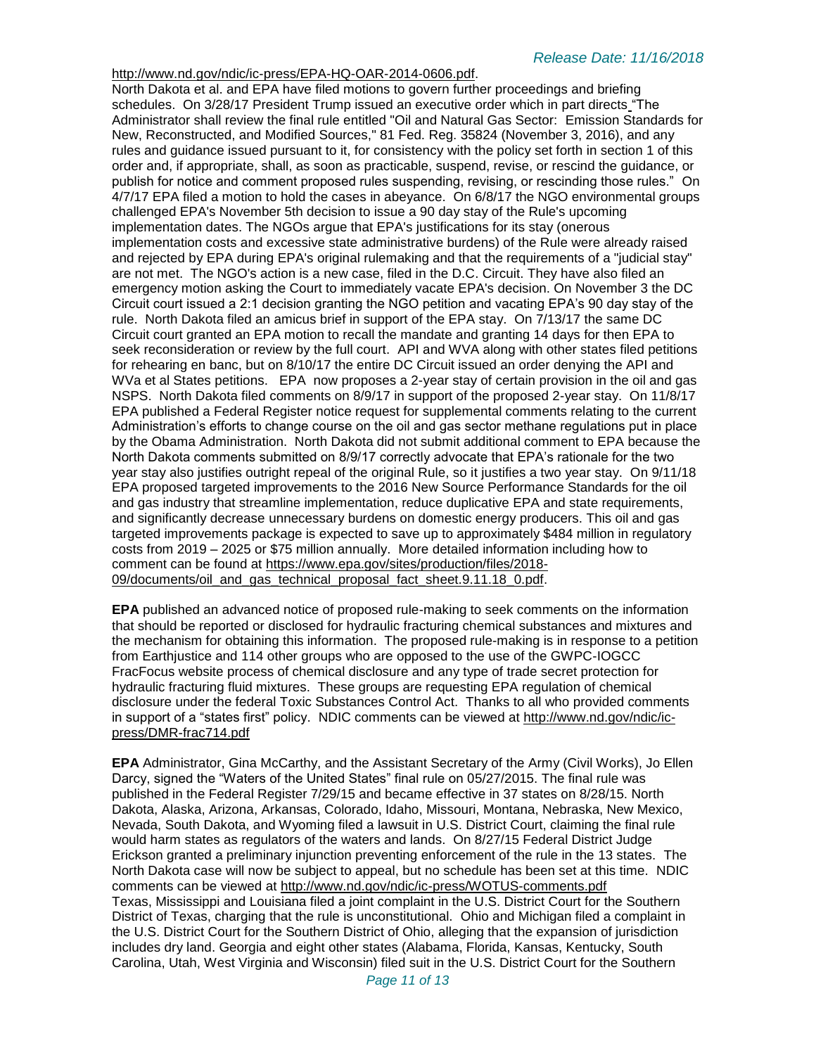http://www.nd.gov/ndic/ic-press/EPA-HQ-OAR-2014-0606.pdf.
North Dakota et al. and EPA have filed motions to govern further proceedings and briefing schedules. On 3/28/17 President Trump issued an executive order which in part directs "The Administrator shall review the final rule entitled "Oil and Natural Gas Sector: Emission Standards for New, Reconstructed, and Modified Sources," 81 Fed. Reg. 35824 (November 3, 2016), and any rules and guidance issued pursuant to it, for consistency with the policy set forth in section 1 of this order and, if appropriate, shall, as soon as practicable, suspend, revise, or rescind the guidance, or publish for notice and comment proposed rules suspending, revising, or rescinding those rules." On 4/7/17 EPA filed a motion to hold the cases in abeyance. On 6/8/17 the NGO environmental groups challenged EPA's November 5th decision to issue a 90 day stay of the Rule's upcoming implementation dates. The NGOs argue that EPA's justifications for its stay (onerous implementation costs and excessive state administrative burdens) of the Rule were already raised and rejected by EPA during EPA's original rulemaking and that the requirements of a "judicial stay" are not met. The NGO's action is a new case, filed in the D.C. Circuit. They have also filed an emergency motion asking the Court to immediately vacate EPA's decision. On November 3 the DC Circuit court issued a 2:1 decision granting the NGO petition and vacating EPA's 90 day stay of the rule. North Dakota filed an amicus brief in support of the EPA stay. On 7/13/17 the same DC Circuit court granted an EPA motion to recall the mandate and granting 14 days for then EPA to seek reconsideration or review by the full court. API and WVA along with other states filed petitions for rehearing en banc, but on 8/10/17 the entire DC Circuit issued an order denying the API and WVa et al States petitions. EPA now proposes a 2-year stay of certain provision in the oil and gas NSPS. North Dakota filed comments on 8/9/17 in support of the proposed 2-year stay. On 11/8/17 EPA published a Federal Register notice request for supplemental comments relating to the current Administration's efforts to change course on the oil and gas sector methane regulations put in place by the Obama Administration. North Dakota did not submit additional comment to EPA because the North Dakota comments submitted on 8/9/17 correctly advocate that EPA's rationale for the two year stay also justifies outright repeal of the original Rule, so it justifies a two year stay. On 9/11/18 EPA proposed targeted improvements to the 2016 New Source Performance Standards for the oil and gas industry that streamline implementation, reduce duplicative EPA and state requirements, and significantly decrease unnecessary burdens on domestic energy producers. This oil and gas targeted improvements package is expected to save up to approximately $484 million in regulatory costs from 2019 – 2025 or $75 million annually. More detailed information including how to comment can be found at https://www.epa.gov/sites/production/files/2018-09/documents/oil_and_gas_technical_proposal_fact_sheet.9.11.18_0.pdf.

**EPA** published an advanced notice of proposed rule-making to seek comments on the information that should be reported or disclosed for hydraulic fracturing chemical substances and mixtures and the mechanism for obtaining this information. The proposed rule-making is in response to a petition from Earthjustice and 114 other groups who are opposed to the use of the GWPC-IOGCC FracFocus website process of chemical disclosure and any type of trade secret protection for hydraulic fracturing fluid mixtures. These groups are requesting EPA regulation of chemical disclosure under the federal Toxic Substances Control Act. Thanks to all who provided comments in support of a "states first" policy. NDIC comments can be viewed at http://www.nd.gov/ndic/ic-press/DMR-frac714.pdf

**EPA** Administrator, Gina McCarthy, and the Assistant Secretary of the Army (Civil Works), Jo Ellen Darcy, signed the "Waters of the United States" final rule on 05/27/2015. The final rule was published in the Federal Register 7/29/15 and became effective in 37 states on 8/28/15. North Dakota, Alaska, Arizona, Arkansas, Colorado, Idaho, Missouri, Montana, Nebraska, New Mexico, Nevada, South Dakota, and Wyoming filed a lawsuit in U.S. District Court, claiming the final rule would harm states as regulators of the waters and lands. On 8/27/15 Federal District Judge Erickson granted a preliminary injunction preventing enforcement of the rule in the 13 states. The North Dakota case will now be subject to appeal, but no schedule has been set at this time. NDIC comments can be viewed at http://www.nd.gov/ndic/ic-press/WOTUS-comments.pdf
Texas, Mississippi and Louisiana filed a joint complaint in the U.S. District Court for the Southern District of Texas, charging that the rule is unconstitutional. Ohio and Michigan filed a complaint in the U.S. District Court for the Southern District of Ohio, alleging that the expansion of jurisdiction includes dry land. Georgia and eight other states (Alabama, Florida, Kansas, Kentucky, South Carolina, Utah, West Virginia and Wisconsin) filed suit in the U.S. District Court for the Southern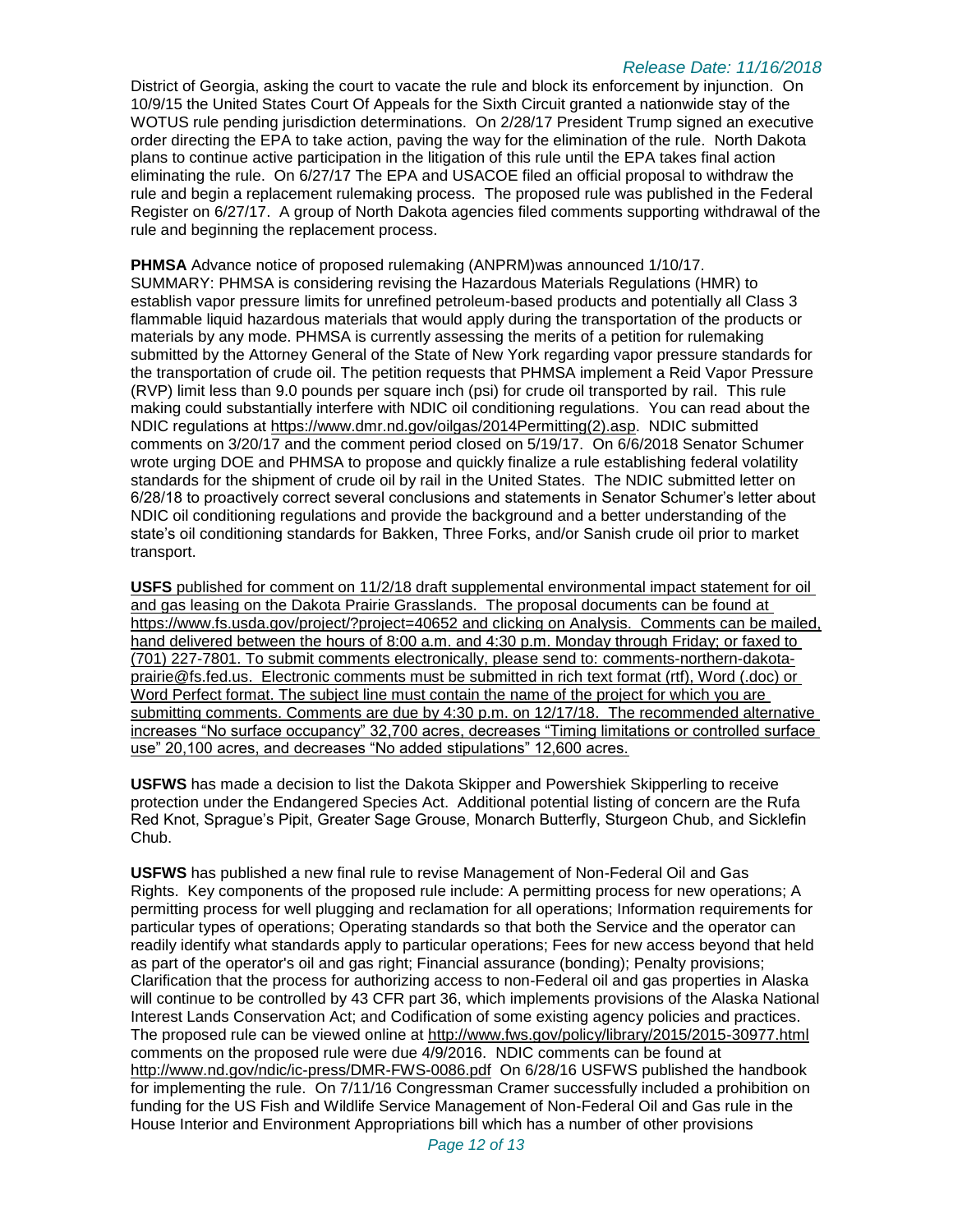District of Georgia, asking the court to vacate the rule and block its enforcement by injunction. On 10/9/15 the United States Court Of Appeals for the Sixth Circuit granted a nationwide stay of the WOTUS rule pending jurisdiction determinations. On 2/28/17 President Trump signed an executive order directing the EPA to take action, paving the way for the elimination of the rule. North Dakota plans to continue active participation in the litigation of this rule until the EPA takes final action eliminating the rule. On 6/27/17 The EPA and USACOE filed an official proposal to withdraw the rule and begin a replacement rulemaking process. The proposed rule was published in the Federal Register on 6/27/17. A group of North Dakota agencies filed comments supporting withdrawal of the rule and beginning the replacement process.

**PHMSA** Advance notice of proposed rulemaking (ANPRM)was announced 1/10/17. SUMMARY: PHMSA is considering revising the Hazardous Materials Regulations (HMR) to establish vapor pressure limits for unrefined petroleum-based products and potentially all Class 3 flammable liquid hazardous materials that would apply during the transportation of the products or materials by any mode. PHMSA is currently assessing the merits of a petition for rulemaking submitted by the Attorney General of the State of New York regarding vapor pressure standards for the transportation of crude oil. The petition requests that PHMSA implement a Reid Vapor Pressure (RVP) limit less than 9.0 pounds per square inch (psi) for crude oil transported by rail. This rule making could substantially interfere with NDIC oil conditioning regulations. You can read about the NDIC regulations at https://www.dmr.nd.gov/oilgas/2014Permitting(2).asp. NDIC submitted comments on 3/20/17 and the comment period closed on 5/19/17. On 6/6/2018 Senator Schumer wrote urging DOE and PHMSA to propose and quickly finalize a rule establishing federal volatility standards for the shipment of crude oil by rail in the United States. The NDIC submitted letter on 6/28/18 to proactively correct several conclusions and statements in Senator Schumer's letter about NDIC oil conditioning regulations and provide the background and a better understanding of the state's oil conditioning standards for Bakken, Three Forks, and/or Sanish crude oil prior to market transport.

**USFS** published for comment on 11/2/18 draft supplemental environmental impact statement for oil and gas leasing on the Dakota Prairie Grasslands. The proposal documents can be found at https://www.fs.usda.gov/project/?project=40652 and clicking on Analysis. Comments can be mailed, hand delivered between the hours of 8:00 a.m. and 4:30 p.m. Monday through Friday; or faxed to (701) 227-7801. To submit comments electronically, please send to: comments-northern-dakota-prairie@fs.fed.us. Electronic comments must be submitted in rich text format (rtf), Word (.doc) or Word Perfect format. The subject line must contain the name of the project for which you are submitting comments. Comments are due by 4:30 p.m. on 12/17/18. The recommended alternative increases "No surface occupancy" 32,700 acres, decreases "Timing limitations or controlled surface use" 20,100 acres, and decreases "No added stipulations" 12,600 acres.

**USFWS** has made a decision to list the Dakota Skipper and Powershiek Skipperling to receive protection under the Endangered Species Act. Additional potential listing of concern are the Rufa Red Knot, Sprague's Pipit, Greater Sage Grouse, Monarch Butterfly, Sturgeon Chub, and Sicklefin Chub.

**USFWS** has published a new final rule to revise Management of Non-Federal Oil and Gas Rights. Key components of the proposed rule include: A permitting process for new operations; A permitting process for well plugging and reclamation for all operations; Information requirements for particular types of operations; Operating standards so that both the Service and the operator can readily identify what standards apply to particular operations; Fees for new access beyond that held as part of the operator's oil and gas right; Financial assurance (bonding); Penalty provisions; Clarification that the process for authorizing access to non-Federal oil and gas properties in Alaska will continue to be controlled by 43 CFR part 36, which implements provisions of the Alaska National Interest Lands Conservation Act; and Codification of some existing agency policies and practices. The proposed rule can be viewed online at http://www.fws.gov/policy/library/2015/2015-30977.html comments on the proposed rule were due 4/9/2016. NDIC comments can be found at http://www.nd.gov/ndic/ic-press/DMR-FWS-0086.pdf On 6/28/16 USFWS published the handbook for implementing the rule. On 7/11/16 Congressman Cramer successfully included a prohibition on funding for the US Fish and Wildlife Service Management of Non-Federal Oil and Gas rule in the House Interior and Environment Appropriations bill which has a number of other provisions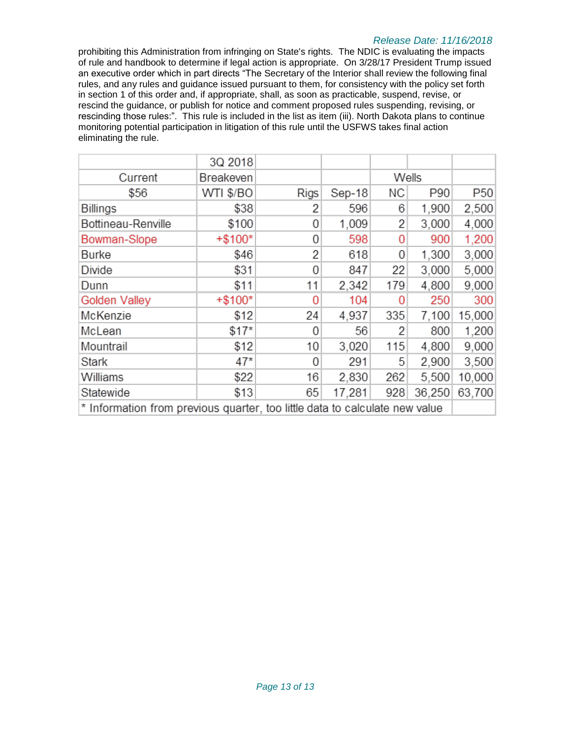prohibiting this Administration from infringing on State's rights. The NDIC is evaluating the impacts of rule and handbook to determine if legal action is appropriate. On 3/28/17 President Trump issued an executive order which in part directs "The Secretary of the Interior shall review the following final rules, and any rules and guidance issued pursuant to them, for consistency with the policy set forth in section 1 of this order and, if appropriate, shall, as soon as practicable, suspend, revise, or rescind the guidance, or publish for notice and comment proposed rules suspending, revising, or rescinding those rules:". This rule is included in the list as item (iii). North Dakota plans to continue monitoring potential participation in litigation of this rule until the USFWS takes final action eliminating the rule.

| | 3Q 2018 | | | | | |
|---|---|---|---|---|---|---|
| Current | Breakeven | | | Wells | | |
| $56 | WTI $/BO | Rigs | Sep-18 | NC | P90 | P50 |
| Billings | $38 | 2 | 596 | 6 | 1,900 | 2,500 |
| Bottineau-Renville | $100 | 0 | 1,009 | 2 | 3,000 | 4,000 |
| Bowman-Slope | +$100* | 0 | 598 | 0 | 900 | 1,200 |
| Burke | $46 | 2 | 618 | 0 | 1,300 | 3,000 |
| Divide | $31 | 0 | 847 | 22 | 3,000 | 5,000 |
| Dunn | $11 | 11 | 2,342 | 179 | 4,800 | 9,000 |
| Golden Valley | +$100* | 0 | 104 | 0 | 250 | 300 |
| McKenzie | $12 | 24 | 4,937 | 335 | 7,100 | 15,000 |
| McLean | $17* | 0 | 56 | 2 | 800 | 1,200 |
| Mountrail | $12 | 10 | 3,020 | 115 | 4,800 | 9,000 |
| Stark | 47* | 0 | 291 | 5 | 2,900 | 3,500 |
| Williams | $22 | 16 | 2,830 | 262 | 5,500 | 10,000 |
| Statewide | $13 | 65 | 17,281 | 928 | 36,250 | 63,700 |
| * Information from previous quarter, too little data to calculate new value | | | | | | |